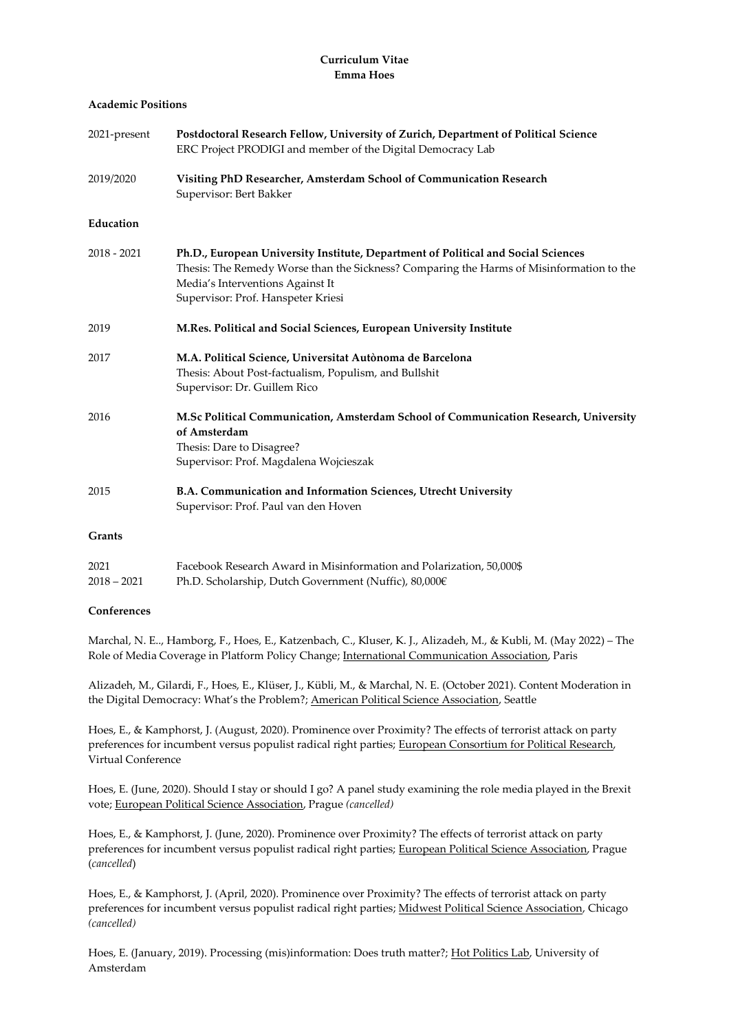**Curriculum Vitae**
**Emma Hoes**

## Academic Positions

2021-present **Postdoctoral Research Fellow, University of Zurich, Department of Political Science**
ERC Project PRODIGI and member of the Digital Democracy Lab

2019/2020 **Visiting PhD Researcher, Amsterdam School of Communication Research**
Supervisor: Bert Bakker

## Education

2018 - 2021 **Ph.D., European University Institute, Department of Political and Social Sciences**
Thesis: The Remedy Worse than the Sickness? Comparing the Harms of Misinformation to the Media's Interventions Against It
Supervisor: Prof. Hanspeter Kriesi

2019 **M.Res. Political and Social Sciences, European University Institute**

2017 **M.A. Political Science, Universitat Autònoma de Barcelona**
Thesis: About Post-factualism, Populism, and Bullshit
Supervisor: Dr. Guillem Rico

2016 **M.Sc Political Communication, Amsterdam School of Communication Research, University of Amsterdam**
Thesis: Dare to Disagree?
Supervisor: Prof. Magdalena Wojcieszak

2015 **B.A. Communication and Information Sciences, Utrecht University**
Supervisor: Prof. Paul van den Hoven

## Grants

2021 Facebook Research Award in Misinformation and Polarization, 50,000$
2018 – 2021 Ph.D. Scholarship, Dutch Government (Nuffic), 80,000€

## Conferences

Marchal, N. E.., Hamborg, F., Hoes, E., Katzenbach, C., Kluser, K. J., Alizadeh, M., & Kubli, M. (May 2022) – The Role of Media Coverage in Platform Policy Change; International Communication Association, Paris

Alizadeh, M., Gilardi, F., Hoes, E., Klüser, J., Kübli, M., & Marchal, N. E. (October 2021). Content Moderation in the Digital Democracy: What's the Problem?; American Political Science Association, Seattle

Hoes, E., & Kamphorst, J. (August, 2020). Prominence over Proximity? The effects of terrorist attack on party preferences for incumbent versus populist radical right parties; European Consortium for Political Research, Virtual Conference

Hoes, E. (June, 2020). Should I stay or should I go? A panel study examining the role media played in the Brexit vote; European Political Science Association, Prague *(cancelled)*

Hoes, E., & Kamphorst, J. (June, 2020). Prominence over Proximity? The effects of terrorist attack on party preferences for incumbent versus populist radical right parties; European Political Science Association, Prague (*cancelled*)

Hoes, E., & Kamphorst, J. (April, 2020). Prominence over Proximity? The effects of terrorist attack on party preferences for incumbent versus populist radical right parties; Midwest Political Science Association, Chicago *(cancelled)*

Hoes, E. (January, 2019). Processing (mis)information: Does truth matter?; Hot Politics Lab, University of Amsterdam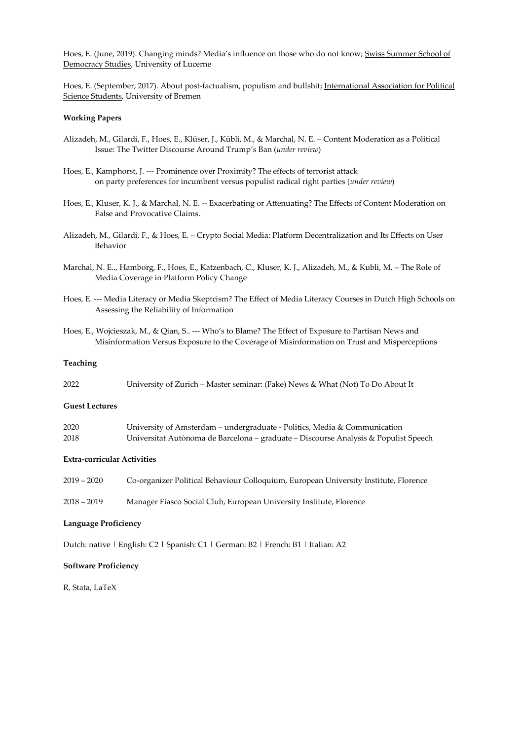Hoes, E. (June, 2019). Changing minds? Media's influence on those who do not know; Swiss Summer School of Democracy Studies, University of Lucerne

Hoes, E. (September, 2017). About post-factualism, populism and bullshit; International Association for Political Science Students, University of Bremen

**Working Papers**

Alizadeh, M., Gilardi, F., Hoes, E., Klüser, J., Kübli, M., & Marchal, N. E. – Content Moderation as a Political Issue: The Twitter Discourse Around Trump's Ban (*under review*)

Hoes, E., Kamphorst, J. --- Prominence over Proximity? The effects of terrorist attack on party preferences for incumbent versus populist radical right parties (*under review*)

Hoes, E., Kluser, K. J., & Marchal, N. E. -- Exacerbating or Attenuating? The Effects of Content Moderation on False and Provocative Claims.

Alizadeh, M., Gilardi, F., & Hoes, E. – Crypto Social Media: Platform Decentralization and Its Effects on User Behavior

Marchal, N. E.., Hamborg, F., Hoes, E., Katzenbach, C., Kluser, K. J., Alizadeh, M., & Kubli, M. – The Role of Media Coverage in Platform Policy Change

Hoes, E. --- Media Literacy or Media Skeptcism? The Effect of Media Literacy Courses in Dutch High Schools on Assessing the Reliability of Information

Hoes, E., Wojcieszak, M., & Qian, S.. --- Who's to Blame? The Effect of Exposure to Partisan News and Misinformation Versus Exposure to the Coverage of Misinformation on Trust and Misperceptions

**Teaching**

| | |
|---|---|
| 2022 | University of Zurich – Master seminar: (Fake) News & What (Not) To Do About It |

**Guest Lectures**

| | |
|---|---|
| 2020 | University of Amsterdam – undergraduate - Politics, Media & Communication |
| 2018 | Universitat Autònoma de Barcelona – graduate – Discourse Analysis & Populist Speech |

**Extra-curricular Activities**

| | |
|---|---|
| 2019 – 2020 | Co-organizer Political Behaviour Colloquium, European University Institute, Florence |
| 2018 – 2019 | Manager Fiasco Social Club, European University Institute, Florence |

**Language Proficiency**

Dutch: native | English: C2 | Spanish: C1 | German: B2 | French: B1 | Italian: A2

**Software Proficiency**

R, Stata, LaTeX